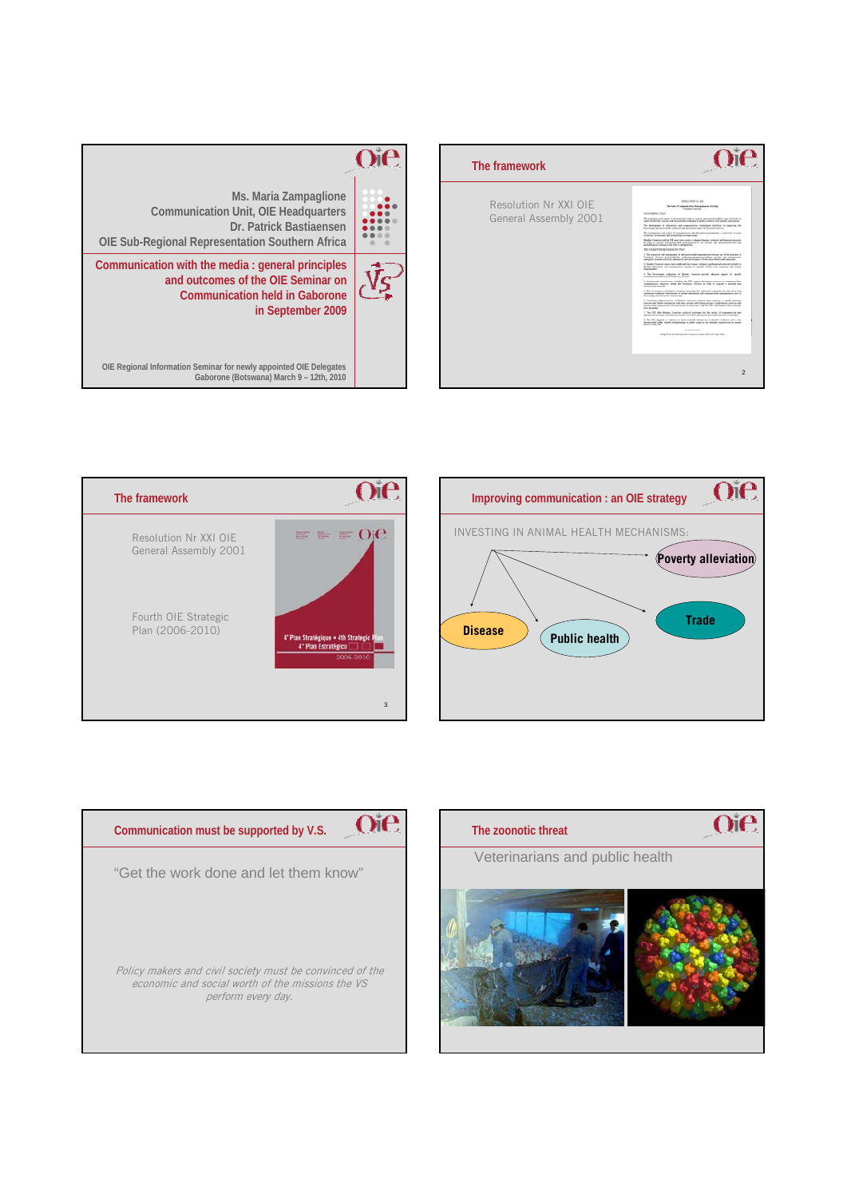Ms. Maria Zampaglione
Communication Unit, OIE Headquarters
Dr. Patrick Bastiaensen
OIE Sub-Regional Representation Southern Africa

**Communication with the media : general principles and outcomes of the OIE Seminar on Communication held in Gaborone in September 2009**

OIE Regional Information Seminar for newly appointed OIE Delegates
Gaborone (Botswana) March 9 – 12th, 2010

---

## The framework

Resolution Nr XXI OIE General Assembly 2001

---

## The framework

Resolution Nr XXI OIE General Assembly 2001

Fourth OIE Strategic Plan (2006-2010)

4° Plan Stratégique • 4th Strategic Plan
4° Plan Estratégico
2006-2010

---

## Improving communication : an OIE strategy

INVESTING IN ANIMAL HEALTH MECHANISMS:

- Poverty alleviation
- Disease
- Public health
- Trade

---

## Communication must be supported by V.S.

"Get the work done and let them know"

*Policy makers and civil society must be convinced of the economic and social worth of the missions the VS perform every day.*

---

## The zoonotic threat

Veterinarians and public health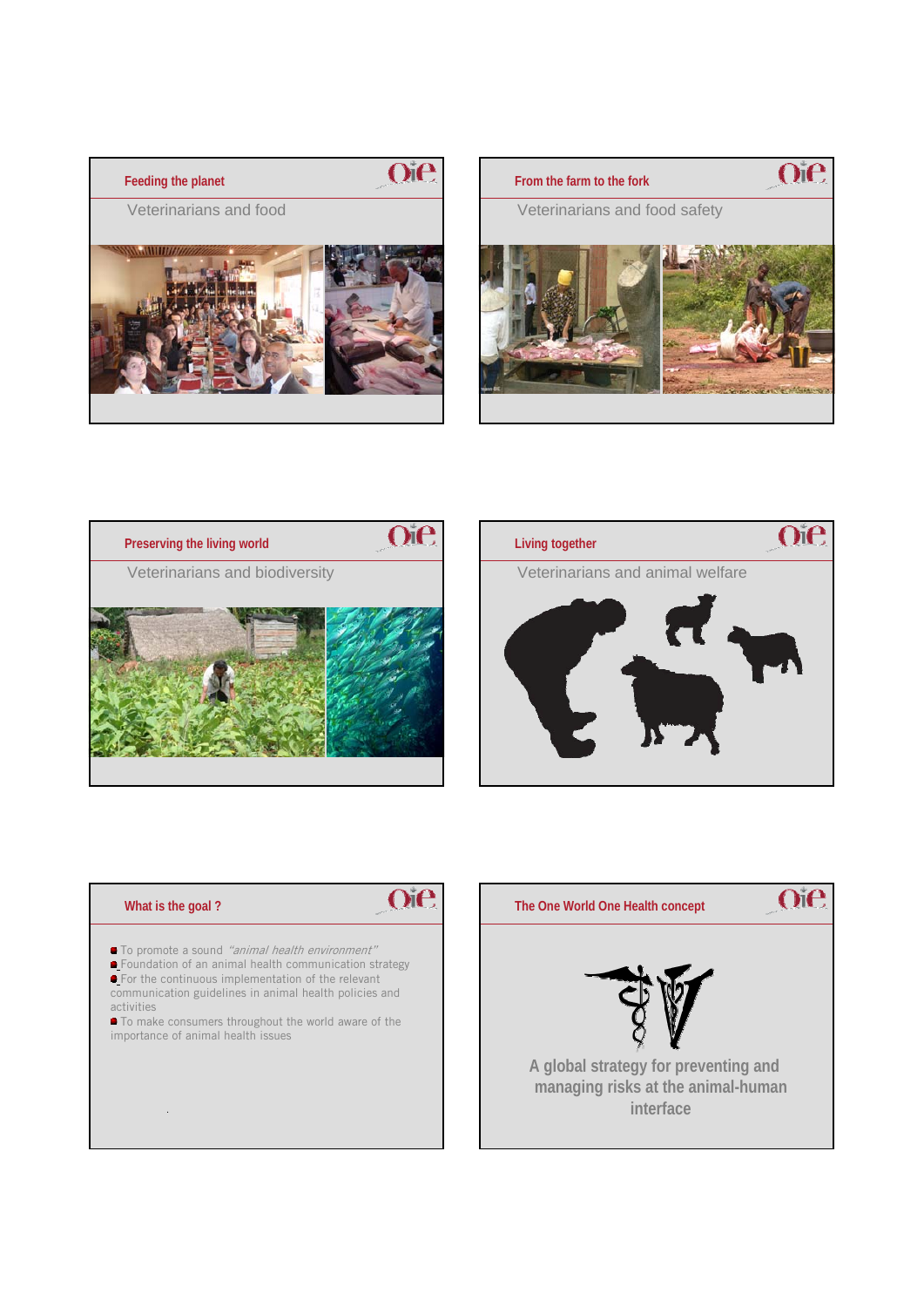## Feeding the planet

Veterinarians and food

## From the farm to the fork

Veterinarians and food safety

## Preserving the living world

Veterinarians and biodiversity

## Living together

Veterinarians and animal welfare

## What is the goal ?

- To promote a sound *"animal health environment"*
- Foundation of an animal health communication strategy
- For the continuous implementation of the relevant communication guidelines in animal health policies and activities
- To make consumers throughout the world aware of the importance of animal health issues

## The One World One Health concept

A global strategy for preventing and managing risks at the animal-human interface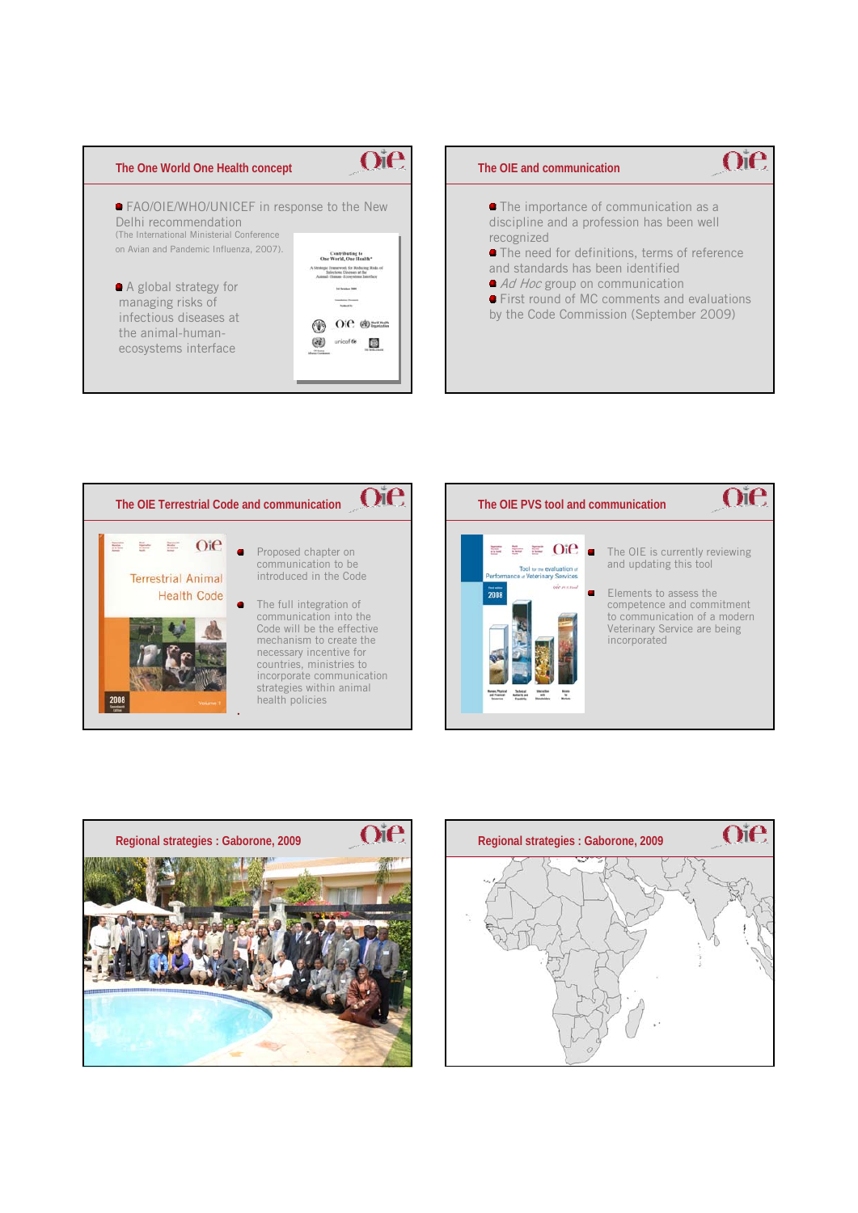## The One World One Health concept

- FAO/OIE/WHO/UNICEF in response to the New Delhi recommendation (The International Ministerial Conference on Avian and Pandemic Influenza, 2007).
- A global strategy for managing risks of infectious diseases at the animal-human-ecosystems interface

## The OIE and communication

- The importance of communication as a discipline and a profession has been well recognized
- The need for definitions, terms of reference and standards has been identified
- *Ad Hoc* group on communication
- First round of MC comments and evaluations by the Code Commission (September 2009)

## The OIE Terrestrial Code and communication

- Proposed chapter on communication to be introduced in the Code
- The full integration of communication into the Code will be the effective mechanism to create the necessary incentive for countries, ministries to incorporate communication strategies within animal health policies

## The OIE PVS tool and communication

- The OIE is currently reviewing and updating this tool
- Elements to assess the competence and commitment to communication of a modern Veterinary Service are being incorporated

## Regional strategies : Gaborone, 2009

## Regional strategies : Gaborone, 2009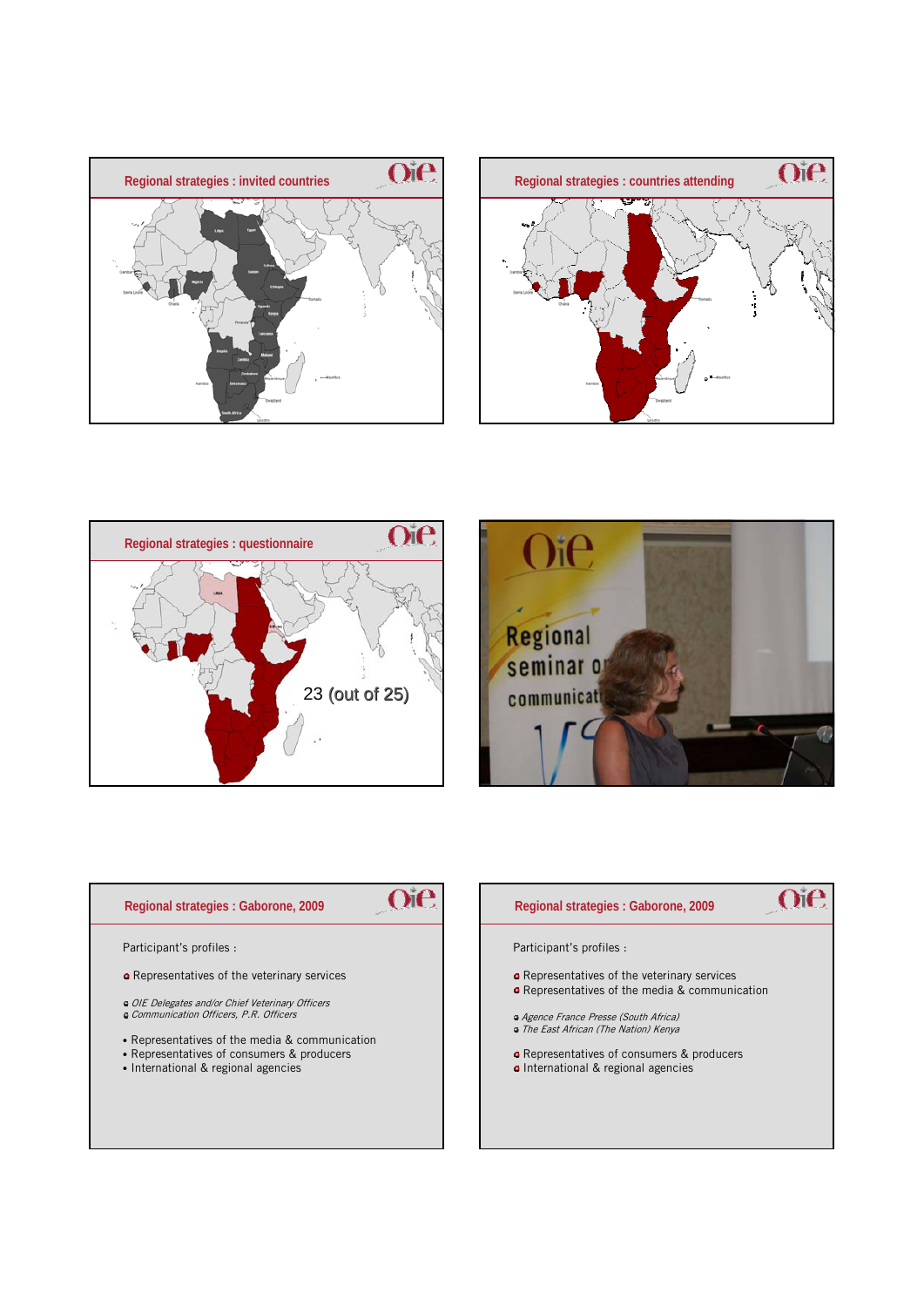## Regional strategies : invited countries

## Regional strategies : countries attending

## Regional strategies : questionnaire

23 (out of 25)

## Regional strategies : Gaborone, 2009

Participant's profiles :

- Representatives of the veterinary services
  - *OIE Delegates and/or Chief Veterinary Officers*
  - *Communication Officers, P.R. Officers*
- Representatives of the media & communication
- Representatives of consumers & producers
- International & regional agencies

## Regional strategies : Gaborone, 2009

Participant's profiles :

- Representatives of the veterinary services
- Representatives of the media & communication
  - *Agence France Presse (South Africa)*
  - *The East African (The Nation) Kenya*
- Representatives of consumers & producers
- International & regional agencies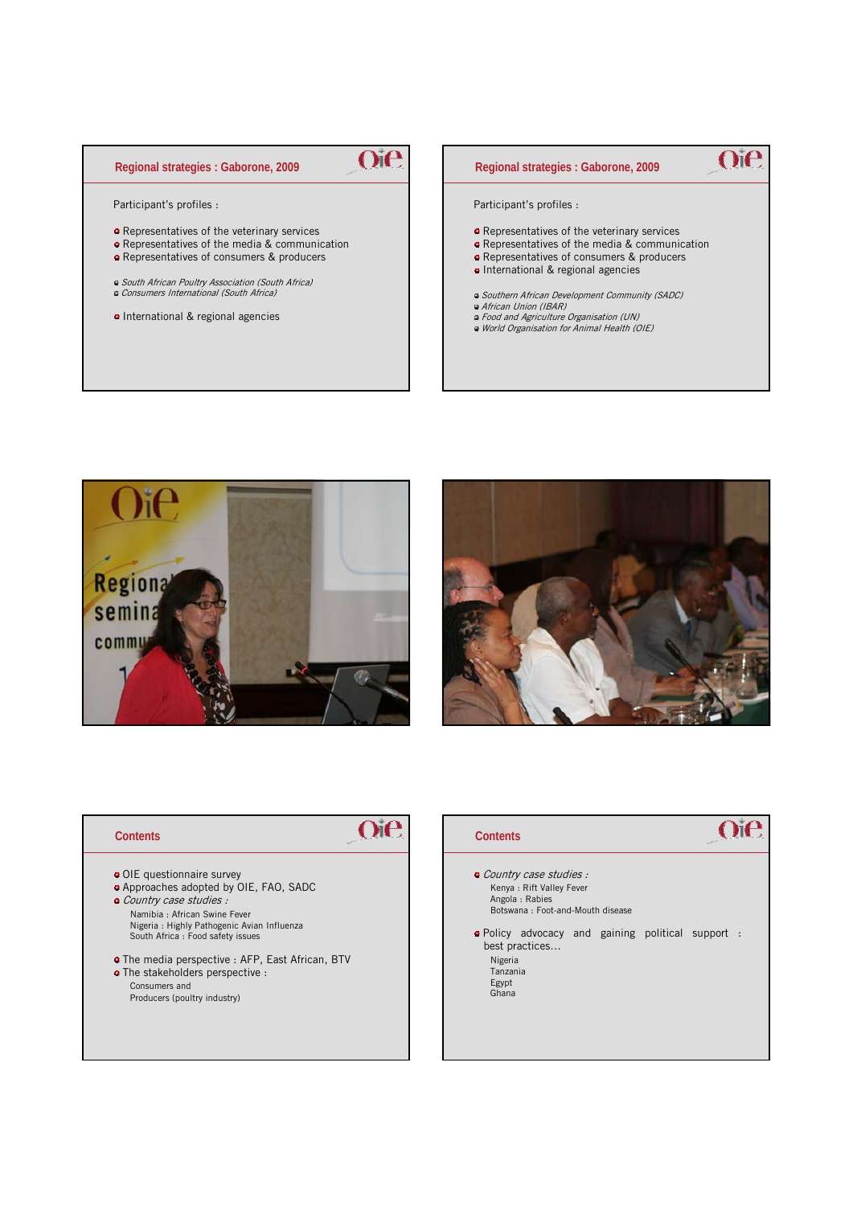## Regional strategies : Gaborone, 2009

Participant's profiles :

- Representatives of the veterinary services
- Representatives of the media & communication
- Representatives of consumers & producers
  - *South African Poultry Association (South Africa)*
  - *Consumers International (South Africa)*
- International & regional agencies

## Regional strategies : Gaborone, 2009

Participant's profiles :

- Representatives of the veterinary services
- Representatives of the media & communication
- Representatives of consumers & producers
- International & regional agencies
  - *Southern African Development Community (SADC)*
  - *African Union (IBAR)*
  - *Food and Agriculture Organisation (UN)*
  - *World Organisation for Animal Health (OIE)*

## Contents

- OIE questionnaire survey
- Approaches adopted by OIE, FAO, SADC
- *Country case studies :*
  - Namibia : African Swine Fever
  - Nigeria : Highly Pathogenic Avian Influenza
  - South Africa : Food safety issues
- The media perspective : AFP, East African, BTV
- The stakeholders perspective :
  - Consumers and
  - Producers (poultry industry)

## Contents

- *Country case studies :*
  - Kenya : Rift Valley Fever
  - Angola : Rabies
  - Botswana : Foot-and-Mouth disease
- Policy advocacy and gaining political support : best practices…
  - Nigeria
  - Tanzania
  - Egypt
  - Ghana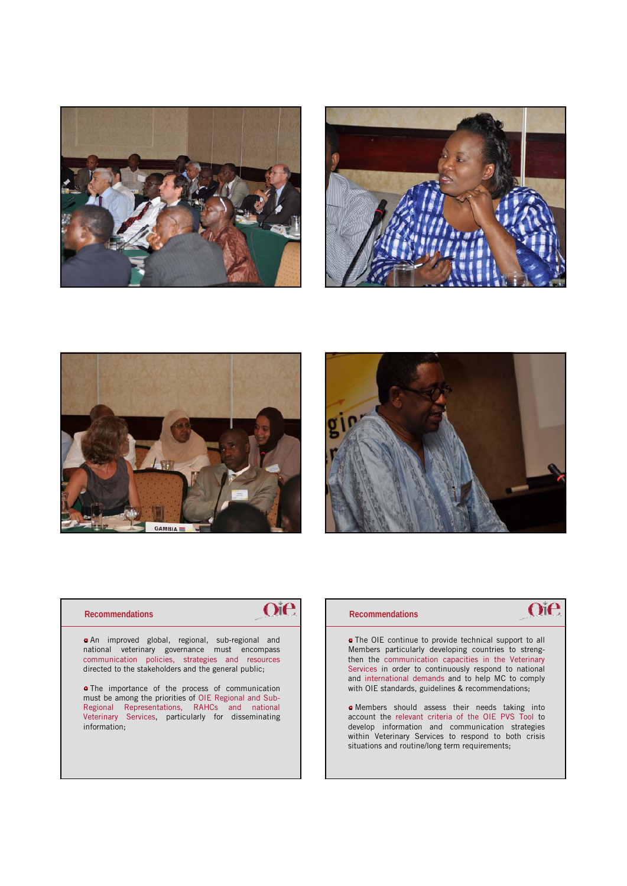## Recommendations

- An improved global, regional, sub-regional and national veterinary governance must encompass communication policies, strategies and resources directed to the stakeholders and the general public;

- The importance of the process of communication must be among the priorities of OIE Regional and Sub-Regional Representations, RAHCs and national Veterinary Services, particularly for disseminating information;

## Recommendations

- The OIE continue to provide technical support to all Members particularly developing countries to strengthen the communication capacities in the Veterinary Services in order to continuously respond to national and international demands and to help MC to comply with OIE standards, guidelines & recommendations;

- Members should assess their needs taking into account the relevant criteria of the OIE PVS Tool to develop information and communication strategies within Veterinary Services to respond to both crisis situations and routine/long term requirements;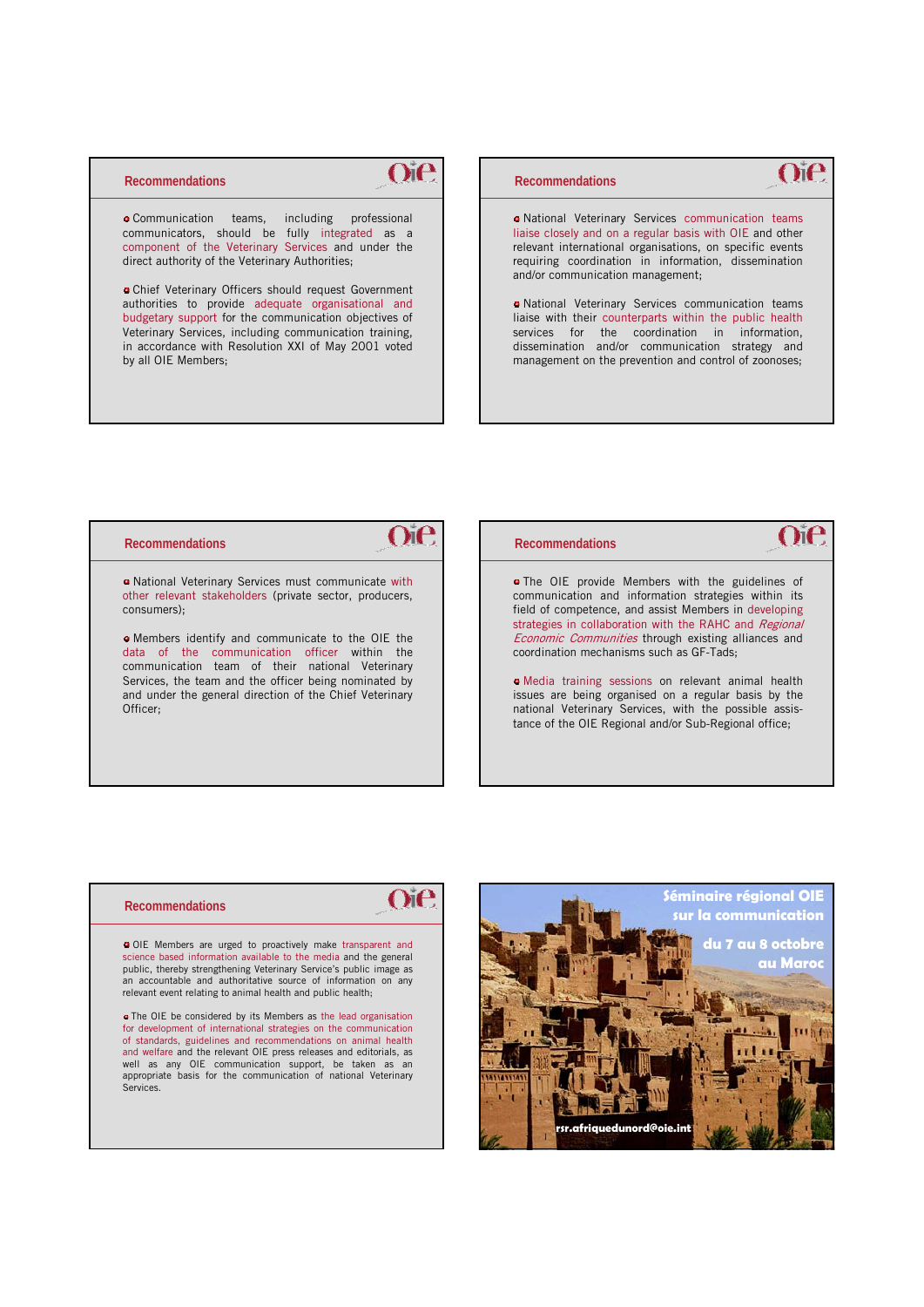## Recommendations

- Communication teams, including professional communicators, should be fully integrated as a component of the Veterinary Services and under the direct authority of the Veterinary Authorities;

- Chief Veterinary Officers should request Government authorities to provide adequate organisational and budgetary support for the communication objectives of Veterinary Services, including communication training, in accordance with Resolution XXI of May 2001 voted by all OIE Members;

## Recommendations

- National Veterinary Services communication teams liaise closely and on a regular basis with OIE and other relevant international organisations, on specific events requiring coordination in information, dissemination and/or communication management;

- National Veterinary Services communication teams liaise with their counterparts within the public health services for the coordination in information, dissemination and/or communication strategy and management on the prevention and control of zoonoses;

## Recommendations

- National Veterinary Services must communicate with other relevant stakeholders (private sector, producers, consumers);

- Members identify and communicate to the OIE the data of the communication officer within the communication team of their national Veterinary Services, the team and the officer being nominated by and under the general direction of the Chief Veterinary Officer;

## Recommendations

- The OIE provide Members with the guidelines of communication and information strategies within its field of competence, and assist Members in developing strategies in collaboration with the RAHC and *Regional Economic Communities* through existing alliances and coordination mechanisms such as GF-Tads;

- Media training sessions on relevant animal health issues are being organised on a regular basis by the national Veterinary Services, with the possible assistance of the OIE Regional and/or Sub-Regional office;

## Recommendations

- OIE Members are urged to proactively make transparent and science based information available to the media and the general public, thereby strengthening Veterinary Service's public image as an accountable and authoritative source of information on any relevant event relating to animal health and public health;

- The OIE be considered by its Members as the lead organisation for development of international strategies on the communication of standards, guidelines and recommendations on animal health and welfare and the relevant OIE press releases and editorials, as well as any OIE communication support, be taken as an appropriate basis for the communication of national Veterinary Services.

**Séminaire régional OIE sur la communication**

**du 7 au 8 octobre au Maroc**

rsr.afriquedunord@oie.int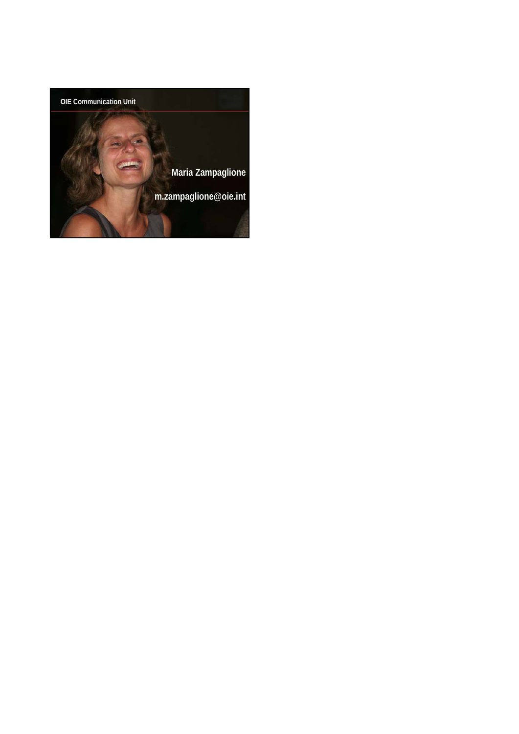OIE Communication Unit

Maria Zampaglione

m.zampaglione@oie.int